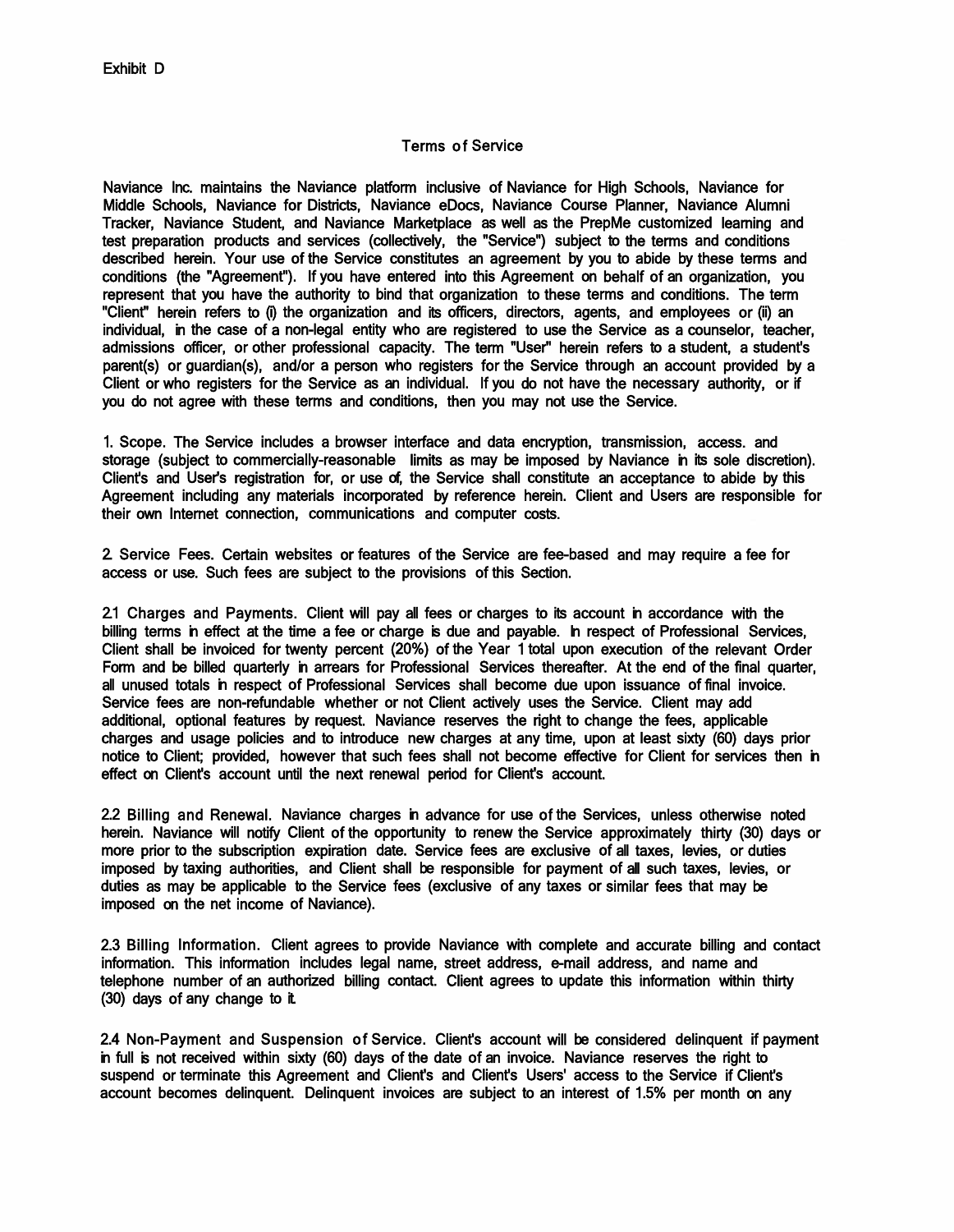Exhibit D

# Terms of Service

Naviance Inc. maintains the Naviance platform inclusive of Naviance for High Schools, Naviance for Middle Schools, Naviance for Districts, Naviance eDocs, Naviance Course Planner, Naviance Alumni Tracker, Naviance Student, and Naviance Marketplace as well as the PrepMe customized learning and test preparation products and services (collectively, the "Service") subject to the terms and conditions described herein. Your use of the Service constitutes an agreement by you to abide by these terms and conditions (the "Agreement"). If you have entered into this Agreement on behalf of an organization, you represent that you have the authority to bind that organization to these terms and conditions. The term "Client" herein refers to (i) the organization and its officers, directors, agents, and employees or (ii) an individual, in the case of a non-legal entity who are registered to use the Service as a counselor, teacher, admissions officer, or other professional capacity. The term "User" herein refers to a student, a student's parent(s) or guardian(s), and/or a person who registers for the Service through an account provided by a Client or who registers for the Service as an individual. If you do not have the necessary authority, or if you do not agree with these terms and conditions, then you may not use the Service.

1. Scope. The Service includes a browser interface and data encryption, transmission, access. and storage (subject to commercially-reasonable limits as may be imposed by Naviance in its sole discretion). Client's and User's registration for, or use of, the Service shall constitute an acceptance to abide by this Agreement including any materials incorporated by reference herein. Client and Users are responsible for their own Internet connection, communications and computer costs.

2. Service Fees. Certain websites or features of the Service are fee-based and may require a fee for access or use. Such fees are subject to the provisions of this Section.

2.1 Charges and Payments. Client will pay all fees or charges to its account in accordance with the billing terms in effect at the time a fee or charge is due and payable. In respect of Professional Services, Client shall be invoiced for twenty percent (20%) of the Year 1 total upon execution of the relevant Order Form and be billed quarterly in arrears for Professional Services thereafter. At the end of the final quarter, all unused totals in respect of Professional Services shall become due upon issuance of final invoice. Service fees are non-refundable whether or not Client actively uses the Service. Client may add additional, optional features by request. Naviance reserves the right to change the fees, applicable charges and usage policies and to introduce new charges at any time, upon at least sixty (60) days prior notice to Client; provided, however that such fees shall not become effective for Client for services then in effect on Client's account until the next renewal period for Client's account.

2.2 Billing and Renewal. Naviance charges in advance for use of the Services, unless otherwise noted herein. Naviance will notify Client of the opportunity to renew the Service approximately thirty (30) days or more prior to the subscription expiration date. Service fees are exclusive of all taxes, levies, or duties imposed by taxing authorities, and Client shall be responsible for payment of all such taxes, levies, or duties as may be applicable to the Service fees (exclusive of any taxes or similar fees that may be imposed on the net income of Naviance).

2.3 Billing Information. Client agrees to provide Naviance with complete and accurate billing and contact information. This information includes legal name, street address, e-mail address, and name and telephone number of an authorized billing contact. Client agrees to update this information within thirty (30) days of any change to it.

2.4 Non-Payment and Suspension of Service. Client's account will be considered delinquent if payment in full is not received within sixty (60) days of the date of an invoice. Naviance reserves the right to suspend or terminate this Agreement and Client's and Client's Users' access to the Service if Client's account becomes delinquent. Delinquent invoices are subject to an interest of 1.5% per month on any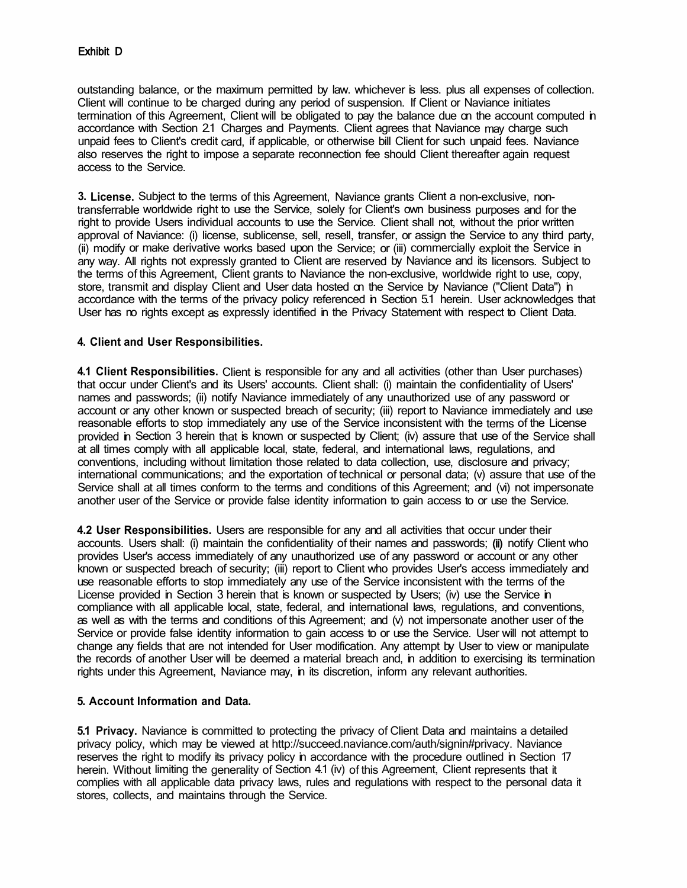Exhibit D

outstanding balance, or the maximum permitted by law. whichever is less. plus all expenses of collection. Client will continue to be charged during any period of suspension. If Client or Naviance initiates termination of this Agreement, Client will be obligated to pay the balance due on the account computed in accordance with Section 2.1 Charges and Payments. Client agrees that Naviance may charge such unpaid fees to Client's credit card, if applicable, or otherwise bill Client for such unpaid fees. Naviance also reserves the right to impose a separate reconnection fee should Client thereafter again request access to the Service.

**3. License.** Subject to the terms of this Agreement, Naviance grants Client a non-exclusive, non-transferrable worldwide right to use the Service, solely for Client's own business purposes and for the right to provide Users individual accounts to use the Service. Client shall not, without the prior written approval of Naviance: (i) license, sublicense, sell, resell, transfer, or assign the Service to any third party, (ii) modify or make derivative works based upon the Service; or (iii) commercially exploit the Service in any way. All rights not expressly granted to Client are reserved by Naviance and its licensors. Subject to the terms of this Agreement, Client grants to Naviance the non-exclusive, worldwide right to use, copy, store, transmit and display Client and User data hosted on the Service by Naviance ("Client Data") in accordance with the terms of the privacy policy referenced in Section 5.1 herein. User acknowledges that User has no rights except as expressly identified in the Privacy Statement with respect to Client Data.

**4. Client and User Responsibilities.**

**4.1 Client Responsibilities.** Client is responsible for any and all activities (other than User purchases) that occur under Client's and its Users' accounts. Client shall: (i) maintain the confidentiality of Users' names and passwords; (ii) notify Naviance immediately of any unauthorized use of any password or account or any other known or suspected breach of security; (iii) report to Naviance immediately and use reasonable efforts to stop immediately any use of the Service inconsistent with the terms of the License provided in Section 3 herein that is known or suspected by Client; (iv) assure that use of the Service shall at all times comply with all applicable local, state, federal, and international laws, regulations, and conventions, including without limitation those related to data collection, use, disclosure and privacy; international communications; and the exportation of technical or personal data; (v) assure that use of the Service shall at all times conform to the terms and conditions of this Agreement; and (vi) not impersonate another user of the Service or provide false identity information to gain access to or use the Service.

**4.2 User Responsibilities.** Users are responsible for any and all activities that occur under their accounts. Users shall: (i) maintain the confidentiality of their names and passwords; (ii) notify Client who provides User's access immediately of any unauthorized use of any password or account or any other known or suspected breach of security; (iii) report to Client who provides User's access immediately and use reasonable efforts to stop immediately any use of the Service inconsistent with the terms of the License provided in Section 3 herein that is known or suspected by Users; (iv) use the Service in compliance with all applicable local, state, federal, and international laws, regulations, and conventions, as well as with the terms and conditions of this Agreement; and (v) not impersonate another user of the Service or provide false identity information to gain access to or use the Service. User will not attempt to change any fields that are not intended for User modification. Any attempt by User to view or manipulate the records of another User will be deemed a material breach and, in addition to exercising its termination rights under this Agreement, Naviance may, in its discretion, inform any relevant authorities.

**5. Account Information and Data.**

**5.1 Privacy.** Naviance is committed to protecting the privacy of Client Data and maintains a detailed privacy policy, which may be viewed at http://succeed.naviance.com/auth/signin#privacy. Naviance reserves the right to modify its privacy policy in accordance with the procedure outlined in Section 17 herein. Without limiting the generality of Section 4.1 (iv) of this Agreement, Client represents that it complies with all applicable data privacy laws, rules and regulations with respect to the personal data it stores, collects, and maintains through the Service.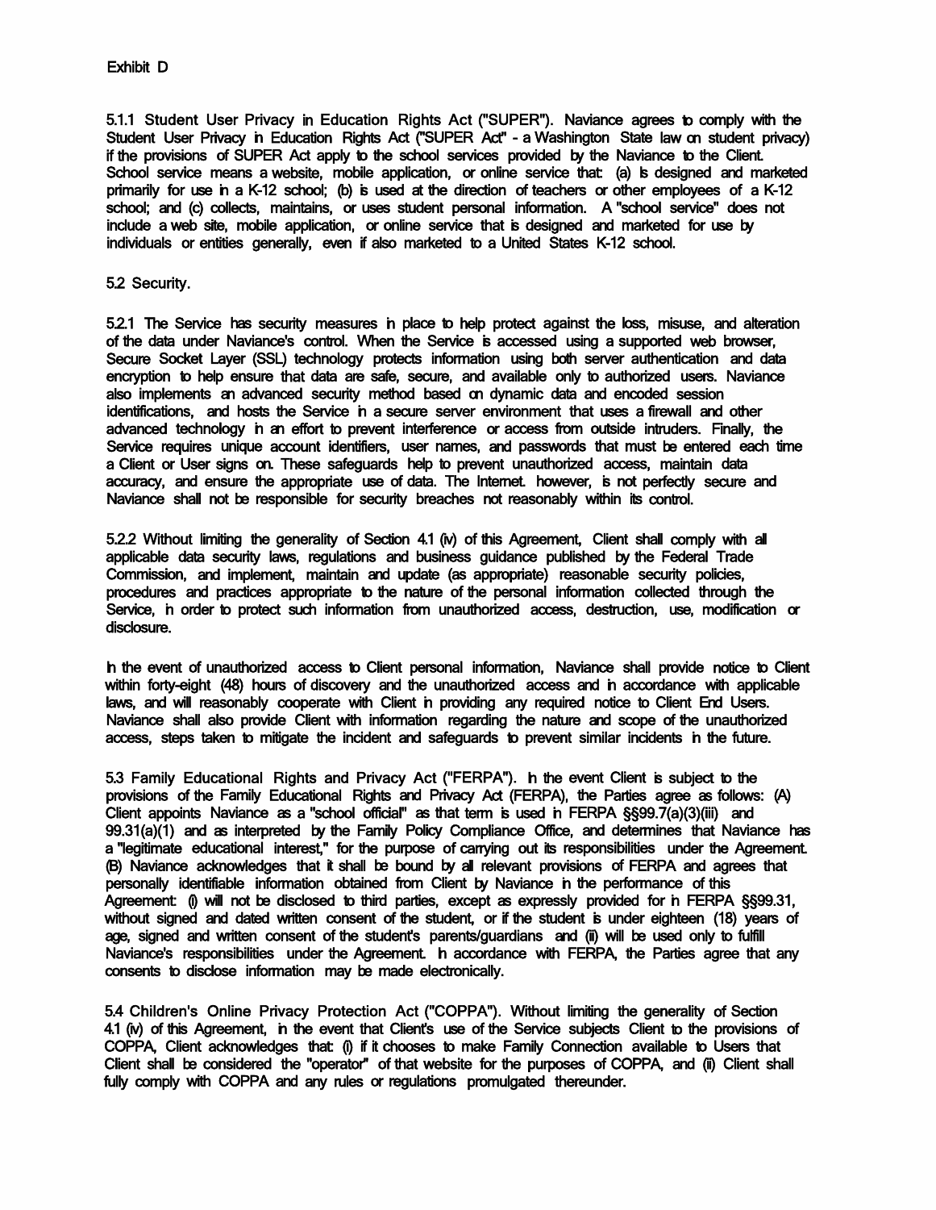Exhibit D

**5.1.1 Student User Privacy in Education Rights Act ("SUPER").** Naviance agrees to comply with the Student User Privacy in Education Rights Act ("SUPER Act" - a Washington State law on student privacy) if the provisions of SUPER Act apply to the school services provided by the Naviance to the Client. School service means a website, mobile application, or online service that: (a) is designed and marketed primarily for use in a K-12 school; (b) is used at the direction of teachers or other employees of a K-12 school; and (c) collects, maintains, or uses student personal information. A "school service" does not include a web site, mobile application, or online service that is designed and marketed for use by individuals or entities generally, even if also marketed to a United States K-12 school.

**5.2 Security.**

5.2.1 The Service has security measures in place to help protect against the loss, misuse, and alteration of the data under Naviance's control. When the Service is accessed using a supported web browser, Secure Socket Layer (SSL) technology protects information using both server authentication and data encryption to help ensure that data are safe, secure, and available only to authorized users. Naviance also implements an advanced security method based on dynamic data and encoded session identifications, and hosts the Service in a secure server environment that uses a firewall and other advanced technology in an effort to prevent interference or access from outside intruders. Finally, the Service requires unique account identifiers, user names, and passwords that must be entered each time a Client or User signs on. These safeguards help to prevent unauthorized access, maintain data accuracy, and ensure the appropriate use of data. The Internet. however, is not perfectly secure and Naviance shall not be responsible for security breaches not reasonably within its control.

5.2.2 Without limiting the generality of Section 4.1 (iv) of this Agreement, Client shall comply with all applicable data security laws, regulations and business guidance published by the Federal Trade Commission, and implement, maintain and update (as appropriate) reasonable security policies, procedures and practices appropriate to the nature of the personal information collected through the Service, in order to protect such information from unauthorized access, destruction, use, modification or disclosure.

In the event of unauthorized access to Client personal information, Naviance shall provide notice to Client within forty-eight (48) hours of discovery and the unauthorized access and in accordance with applicable laws, and will reasonably cooperate with Client in providing any required notice to Client End Users. Naviance shall also provide Client with information regarding the nature and scope of the unauthorized access, steps taken to mitigate the incident and safeguards to prevent similar incidents in the future.

**5.3 Family Educational Rights and Privacy Act ("FERPA").** In the event Client is subject to the provisions of the Family Educational Rights and Privacy Act (FERPA), the Parties agree as follows: (A) Client appoints Naviance as a "school official" as that term is used in FERPA §§99.7(a)(3)(iii) and 99.31(a)(1) and as interpreted by the Family Policy Compliance Office, and determines that Naviance has a "legitimate educational interest," for the purpose of carrying out its responsibilities under the Agreement. (B) Naviance acknowledges that it shall be bound by all relevant provisions of FERPA and agrees that personally identifiable information obtained from Client by Naviance in the performance of this Agreement: (i) will not be disclosed to third parties, except as expressly provided for in FERPA §§99.31, without signed and dated written consent of the student, or if the student is under eighteen (18) years of age, signed and written consent of the student's parents/guardians and (ii) will be used only to fulfill Naviance's responsibilities under the Agreement. In accordance with FERPA, the Parties agree that any consents to disclose information may be made electronically.

**5.4 Children's Online Privacy Protection Act ("COPPA").** Without limiting the generality of Section 4.1 (iv) of this Agreement, in the event that Client's use of the Service subjects Client to the provisions of COPPA, Client acknowledges that: (i) if it chooses to make Family Connection available to Users that Client shall be considered the "operator" of that website for the purposes of COPPA, and (ii) Client shall fully comply with COPPA and any rules or regulations promulgated thereunder.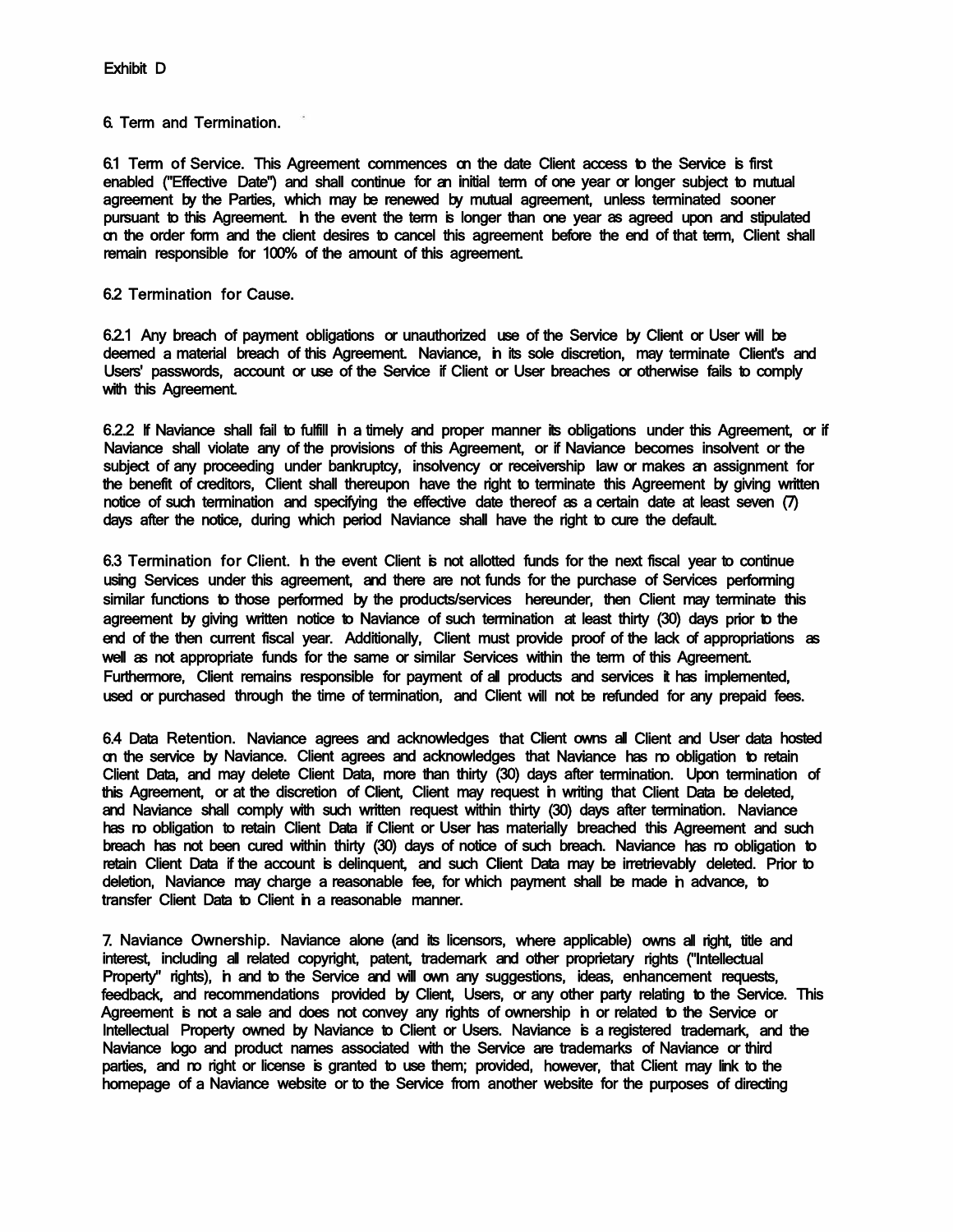Exhibit D

6. Term and Termination.

6.1 Term of Service. This Agreement commences on the date Client access to the Service is first enabled ("Effective Date") and shall continue for an initial term of one year or longer subject to mutual agreement by the Parties, which may be renewed by mutual agreement, unless terminated sooner pursuant to this Agreement. In the event the term is longer than one year as agreed upon and stipulated on the order form and the client desires to cancel this agreement before the end of that term, Client shall remain responsible for 100% of the amount of this agreement.

6.2 Termination for Cause.

6.2.1 Any breach of payment obligations or unauthorized use of the Service by Client or User will be deemed a material breach of this Agreement. Naviance, in its sole discretion, may terminate Client's and Users' passwords, account or use of the Service if Client or User breaches or otherwise fails to comply with this Agreement.

6.2.2 If Naviance shall fail to fulfill in a timely and proper manner its obligations under this Agreement, or if Naviance shall violate any of the provisions of this Agreement, or if Naviance becomes insolvent or the subject of any proceeding under bankruptcy, insolvency or receivership law or makes an assignment for the benefit of creditors, Client shall thereupon have the right to terminate this Agreement by giving written notice of such termination and specifying the effective date thereof as a certain date at least seven (7) days after the notice, during which period Naviance shall have the right to cure the default.

6.3 Termination for Client. In the event Client is not allotted funds for the next fiscal year to continue using Services under this agreement, and there are not funds for the purchase of Services performing similar functions to those performed by the products/services hereunder, then Client may terminate this agreement by giving written notice to Naviance of such termination at least thirty (30) days prior to the end of the then current fiscal year. Additionally, Client must provide proof of the lack of appropriations as well as not appropriate funds for the same or similar Services within the term of this Agreement. Furthermore, Client remains responsible for payment of all products and services it has implemented, used or purchased through the time of termination, and Client will not be refunded for any prepaid fees.

6.4 Data Retention. Naviance agrees and acknowledges that Client owns all Client and User data hosted on the service by Naviance. Client agrees and acknowledges that Naviance has no obligation to retain Client Data, and may delete Client Data, more than thirty (30) days after termination. Upon termination of this Agreement, or at the discretion of Client, Client may request in writing that Client Data be deleted, and Naviance shall comply with such written request within thirty (30) days after termination. Naviance has no obligation to retain Client Data if Client or User has materially breached this Agreement and such breach has not been cured within thirty (30) days of notice of such breach. Naviance has no obligation to retain Client Data if the account is delinquent, and such Client Data may be irretrievably deleted. Prior to deletion, Naviance may charge a reasonable fee, for which payment shall be made in advance, to transfer Client Data to Client in a reasonable manner.

7. Naviance Ownership. Naviance alone (and its licensors, where applicable) owns all right, title and interest, including all related copyright, patent, trademark and other proprietary rights ("Intellectual Property" rights), in and to the Service and will own any suggestions, ideas, enhancement requests, feedback, and recommendations provided by Client, Users, or any other party relating to the Service. This Agreement is not a sale and does not convey any rights of ownership in or related to the Service or Intellectual Property owned by Naviance to Client or Users. Naviance is a registered trademark, and the Naviance logo and product names associated with the Service are trademarks of Naviance or third parties, and no right or license is granted to use them; provided, however, that Client may link to the homepage of a Naviance website or to the Service from another website for the purposes of directing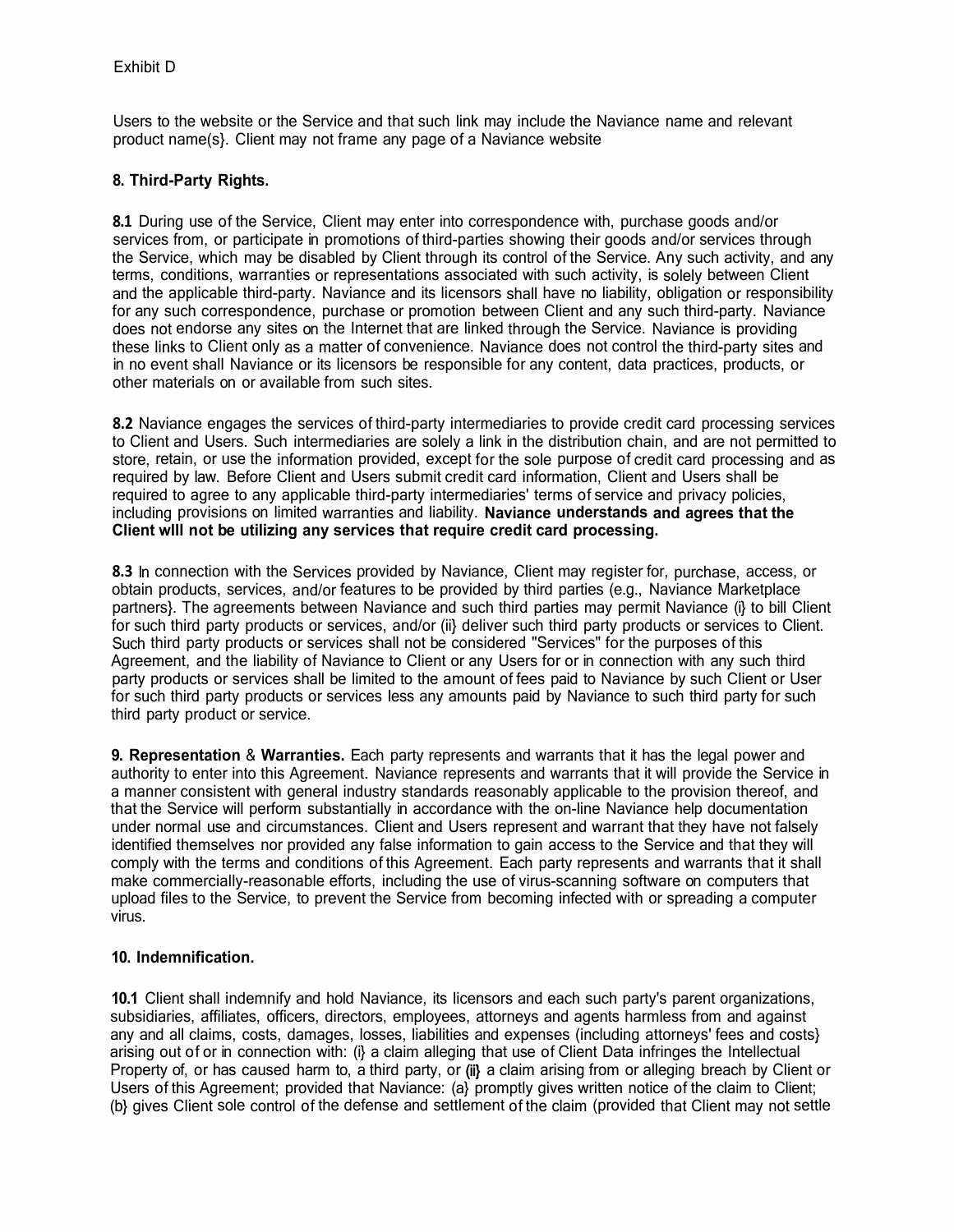Exhibit D

Users to the website or the Service and that such link may include the Naviance name and relevant product name(s}. Client may not frame any page of a Naviance website

**8. Third-Party Rights.**

**8.1** During use of the Service, Client may enter into correspondence with, purchase goods and/or services from, or participate in promotions of third-parties showing their goods and/or services through the Service, which may be disabled by Client through its control of the Service. Any such activity, and any terms, conditions, warranties or representations associated with such activity, is solely between Client and the applicable third-party. Naviance and its licensors shall have no liability, obligation or responsibility for any such correspondence, purchase or promotion between Client and any such third-party. Naviance does not endorse any sites on the Internet that are linked through the Service. Naviance is providing these links to Client only as a matter of convenience. Naviance does not control the third-party sites and in no event shall Naviance or its licensors be responsible for any content, data practices, products, or other materials on or available from such sites.

**8.2** Naviance engages the services of third-party intermediaries to provide credit card processing services to Client and Users. Such intermediaries are solely a link in the distribution chain, and are not permitted to store, retain, or use the information provided, except for the sole purpose of credit card processing and as required by law. Before Client and Users submit credit card information, Client and Users shall be required to agree to any applicable third-party intermediaries' terms of service and privacy policies, including provisions on limited warranties and liability. **Naviance understands and agrees that the Client wIll not be utilizing any services that require credit card processing.**

**8.3** In connection with the Services provided by Naviance, Client may register for, purchase, access, or obtain products, services, and/or features to be provided by third parties (e.g., Naviance Marketplace partners}. The agreements between Naviance and such third parties may permit Naviance (i} to bill Client for such third party products or services, and/or (ii} deliver such third party products or services to Client. Such third party products or services shall not be considered "Services" for the purposes of this Agreement, and the liability of Naviance to Client or any Users for or in connection with any such third party products or services shall be limited to the amount of fees paid to Naviance by such Client or User for such third party products or services less any amounts paid by Naviance to such third party for such third party product or service.

**9. Representation & Warranties.** Each party represents and warrants that it has the legal power and authority to enter into this Agreement. Naviance represents and warrants that it will provide the Service in a manner consistent with general industry standards reasonably applicable to the provision thereof, and that the Service will perform substantially in accordance with the on-line Naviance help documentation under normal use and circumstances. Client and Users represent and warrant that they have not falsely identified themselves nor provided any false information to gain access to the Service and that they will comply with the terms and conditions of this Agreement. Each party represents and warrants that it shall make commercially-reasonable efforts, including the use of virus-scanning software on computers that upload files to the Service, to prevent the Service from becoming infected with or spreading a computer virus.

**10. Indemnification.**

**10.1** Client shall indemnify and hold Naviance, its licensors and each such party's parent organizations, subsidiaries, affiliates, officers, directors, employees, attorneys and agents harmless from and against any and all claims, costs, damages, losses, liabilities and expenses (including attorneys' fees and costs} arising out of or in connection with: (i} a claim alleging that use of Client Data infringes the Intellectual Property of, or has caused harm to, a third party, or **(ii}** a claim arising from or alleging breach by Client or Users of this Agreement; provided that Naviance: (a} promptly gives written notice of the claim to Client; (b} gives Client sole control of the defense and settlement of the claim (provided that Client may not settle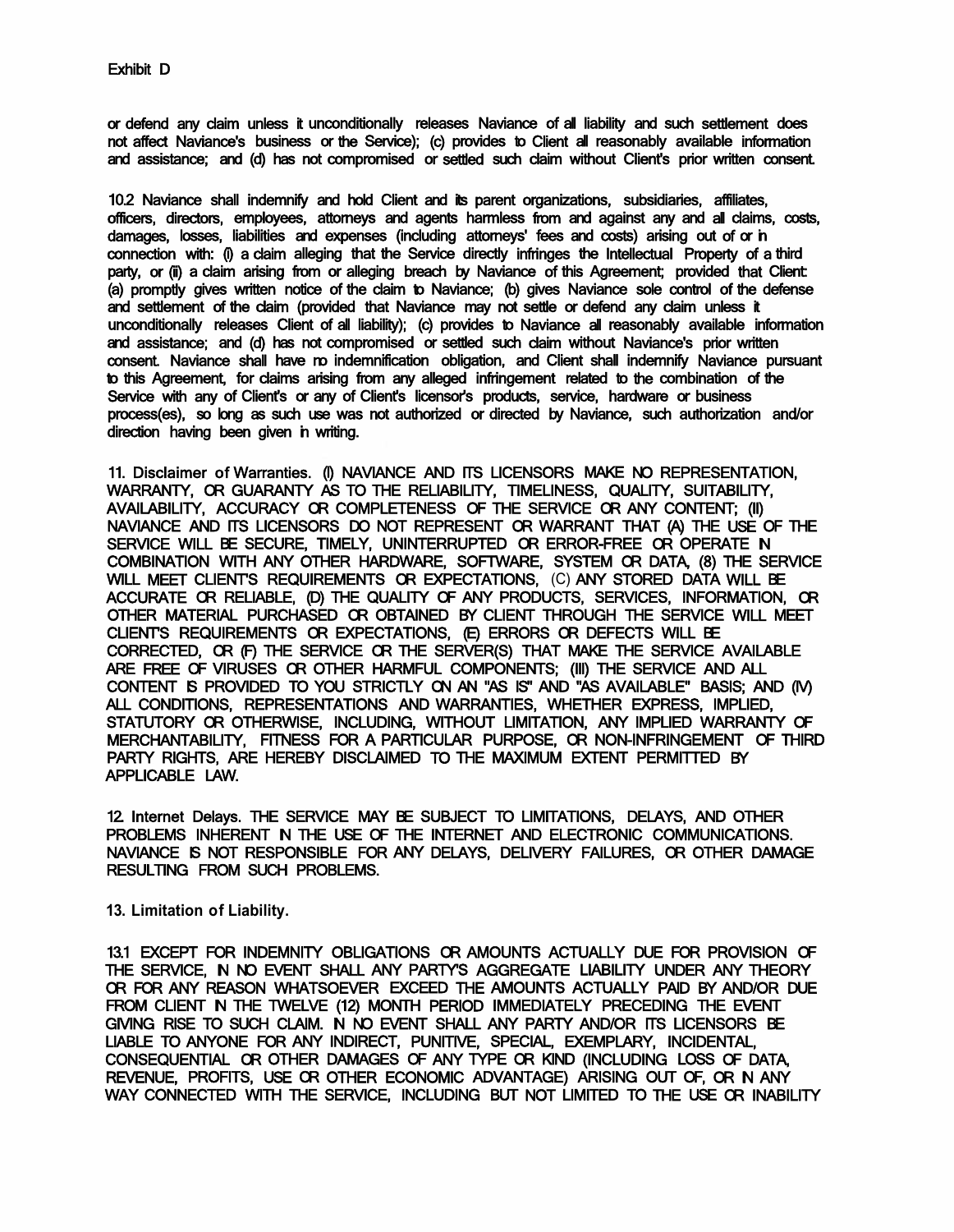Exhibit D

or defend any claim unless it unconditionally releases Naviance of all liability and such settlement does not affect Naviance's business or the Service); (c) provides to Client all reasonably available information and assistance; and (d) has not compromised or settled such claim without Client's prior written consent.

10.2 Naviance shall indemnify and hold Client and its parent organizations, subsidiaries, affiliates, officers, directors, employees, attorneys and agents harmless from and against any and all claims, costs, damages, losses, liabilities and expenses (including attorneys' fees and costs) arising out of or in connection with: (i) a claim alleging that the Service directly infringes the Intellectual Property of a third party, or (ii) a claim arising from or alleging breach by Naviance of this Agreement; provided that Client: (a) promptly gives written notice of the claim to Naviance; (b) gives Naviance sole control of the defense and settlement of the claim (provided that Naviance may not settle or defend any claim unless it unconditionally releases Client of all liability); (c) provides to Naviance all reasonably available information and assistance; and (d) has not compromised or settled such claim without Naviance's prior written consent. Naviance shall have no indemnification obligation, and Client shall indemnify Naviance pursuant to this Agreement, for claims arising from any alleged infringement related to the combination of the Service with any of Client's or any of Client's licensor's products, service, hardware or business process(es), so long as such use was not authorized or directed by Naviance, such authorization and/or direction having been given in writing.

11. Disclaimer of Warranties. (I) NAVIANCE AND ITS LICENSORS MAKE NO REPRESENTATION, WARRANTY, OR GUARANTY AS TO THE RELIABILITY, TIMELINESS, QUALITY, SUITABILITY, AVAILABILITY, ACCURACY OR COMPLETENESS OF THE SERVICE OR ANY CONTENT; (II) NAVIANCE AND ITS LICENSORS DO NOT REPRESENT OR WARRANT THAT (A) THE USE OF THE SERVICE WILL BE SECURE, TIMELY, UNINTERRUPTED OR ERROR-FREE OR OPERATE IN COMBINATION WITH ANY OTHER HARDWARE, SOFTWARE, SYSTEM OR DATA, (8) THE SERVICE WILL MEET CLIENT'S REQUIREMENTS OR EXPECTATIONS, (C) ANY STORED DATA WILL BE ACCURATE OR RELIABLE, (D) THE QUALITY OF ANY PRODUCTS, SERVICES, INFORMATION, OR OTHER MATERIAL PURCHASED OR OBTAINED BY CLIENT THROUGH THE SERVICE WILL MEET CLIENT'S REQUIREMENTS OR EXPECTATIONS, (E) ERRORS OR DEFECTS WILL BE CORRECTED, OR (F) THE SERVICE OR THE SERVER(S) THAT MAKE THE SERVICE AVAILABLE ARE FREE OF VIRUSES OR OTHER HARMFUL COMPONENTS; (III) THE SERVICE AND ALL CONTENT IS PROVIDED TO YOU STRICTLY ON AN "AS IS" AND "AS AVAILABLE" BASIS; AND (IV) ALL CONDITIONS, REPRESENTATIONS AND WARRANTIES, WHETHER EXPRESS, IMPLIED, STATUTORY OR OTHERWISE, INCLUDING, WITHOUT LIMITATION, ANY IMPLIED WARRANTY OF MERCHANTABILITY, FITNESS FOR A PARTICULAR PURPOSE, OR NON-INFRINGEMENT OF THIRD PARTY RIGHTS, ARE HEREBY DISCLAIMED TO THE MAXIMUM EXTENT PERMITTED BY APPLICABLE LAW.

12. Internet Delays. THE SERVICE MAY BE SUBJECT TO LIMITATIONS, DELAYS, AND OTHER PROBLEMS INHERENT IN THE USE OF THE INTERNET AND ELECTRONIC COMMUNICATIONS. NAVIANCE IS NOT RESPONSIBLE FOR ANY DELAYS, DELIVERY FAILURES, OR OTHER DAMAGE RESULTING FROM SUCH PROBLEMS.

13. Limitation of Liability.

13.1 EXCEPT FOR INDEMNITY OBLIGATIONS OR AMOUNTS ACTUALLY DUE FOR PROVISION OF THE SERVICE, IN NO EVENT SHALL ANY PARTY'S AGGREGATE LIABILITY UNDER ANY THEORY OR FOR ANY REASON WHATSOEVER EXCEED THE AMOUNTS ACTUALLY PAID BY AND/OR DUE FROM CLIENT IN THE TWELVE (12) MONTH PERIOD IMMEDIATELY PRECEDING THE EVENT GIVING RISE TO SUCH CLAIM. IN NO EVENT SHALL ANY PARTY AND/OR ITS LICENSORS BE LIABLE TO ANYONE FOR ANY INDIRECT, PUNITIVE, SPECIAL, EXEMPLARY, INCIDENTAL, CONSEQUENTIAL OR OTHER DAMAGES OF ANY TYPE OR KIND (INCLUDING LOSS OF DATA, REVENUE, PROFITS, USE OR OTHER ECONOMIC ADVANTAGE) ARISING OUT OF, OR IN ANY WAY CONNECTED WITH THE SERVICE, INCLUDING BUT NOT LIMITED TO THE USE OR INABILITY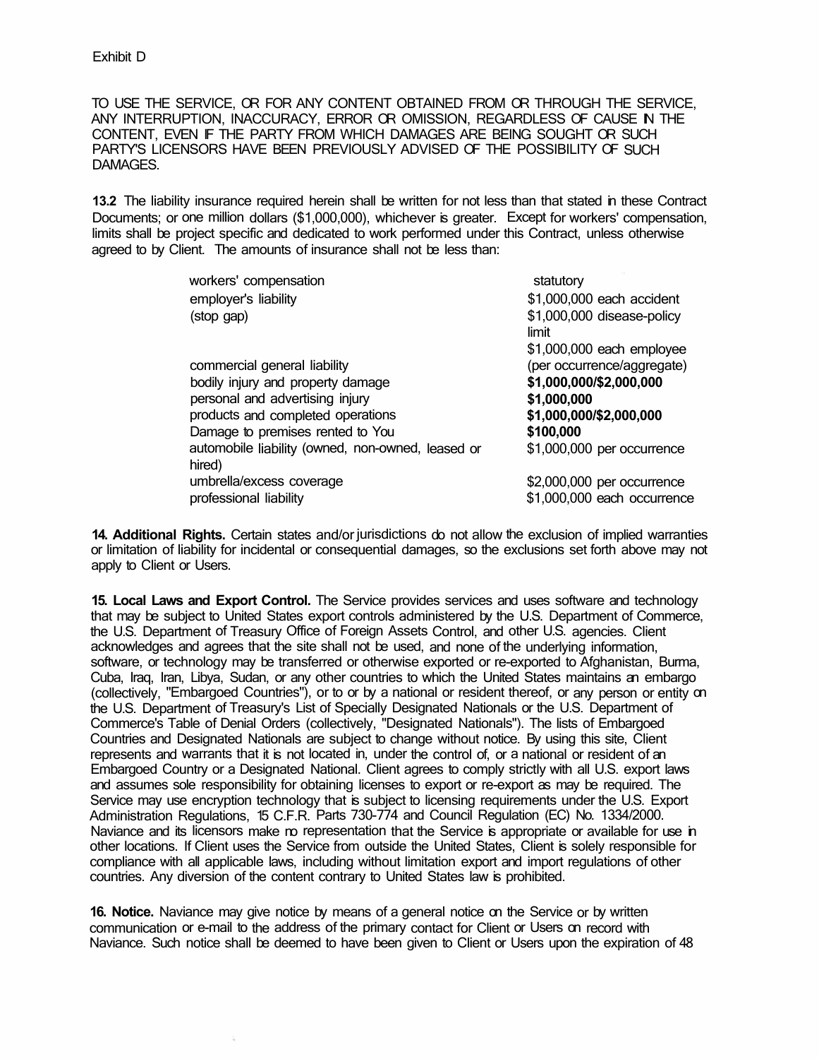Exhibit D

TO USE THE SERVICE, OR FOR ANY CONTENT OBTAINED FROM OR THROUGH THE SERVICE, ANY INTERRUPTION, INACCURACY, ERROR OR OMISSION, REGARDLESS OF CAUSE IN THE CONTENT, EVEN IF THE PARTY FROM WHICH DAMAGES ARE BEING SOUGHT OR SUCH PARTY'S LICENSORS HAVE BEEN PREVIOUSLY ADVISED OF THE POSSIBILITY OF SUCH DAMAGES.

**13.2** The liability insurance required herein shall be written for not less than that stated in these Contract Documents; or one million dollars ($1,000,000), whichever is greater. Except for workers' compensation, limits shall be project specific and dedicated to work performed under this Contract, unless otherwise agreed to by Client. The amounts of insurance shall not be less than:

| | |
|---|---|
| workers' compensation | statutory |
| employer's liability | $1,000,000 each accident |
| (stop gap) | $1,000,000 disease-policy limit |
| | $1,000,000 each employee |
| commercial general liability | (per occurrence/aggregate) |
| bodily injury and property damage | **$1,000,000/$2,000,000** |
| personal and advertising injury | **$1,000,000** |
| products and completed operations | **$1,000,000/$2,000,000** |
| Damage to premises rented to You | **$100,000** |
| automobile liability (owned, non-owned, leased or hired) | $1,000,000 per occurrence |
| umbrella/excess coverage | $2,000,000 per occurrence |
| professional liability | $1,000,000 each occurrence |

**14. Additional Rights.** Certain states and/or jurisdictions do not allow the exclusion of implied warranties or limitation of liability for incidental or consequential damages, so the exclusions set forth above may not apply to Client or Users.

**15. Local Laws and Export Control.** The Service provides services and uses software and technology that may be subject to United States export controls administered by the U.S. Department of Commerce, the U.S. Department of Treasury Office of Foreign Assets Control, and other U.S. agencies. Client acknowledges and agrees that the site shall not be used, and none of the underlying information, software, or technology may be transferred or otherwise exported or re-exported to Afghanistan, Burma, Cuba, Iraq, Iran, Libya, Sudan, or any other countries to which the United States maintains an embargo (collectively, "Embargoed Countries"), or to or by a national or resident thereof, or any person or entity on the U.S. Department of Treasury's List of Specially Designated Nationals or the U.S. Department of Commerce's Table of Denial Orders (collectively, "Designated Nationals"). The lists of Embargoed Countries and Designated Nationals are subject to change without notice. By using this site, Client represents and warrants that it is not located in, under the control of, or a national or resident of an Embargoed Country or a Designated National. Client agrees to comply strictly with all U.S. export laws and assumes sole responsibility for obtaining licenses to export or re-export as may be required. The Service may use encryption technology that is subject to licensing requirements under the U.S. Export Administration Regulations, 15 C.F.R. Parts 730-774 and Council Regulation (EC) No. 1334/2000. Naviance and its licensors make no representation that the Service is appropriate or available for use in other locations. If Client uses the Service from outside the United States, Client is solely responsible for compliance with all applicable laws, including without limitation export and import regulations of other countries. Any diversion of the content contrary to United States law is prohibited.

**16. Notice.** Naviance may give notice by means of a general notice on the Service or by written communication or e-mail to the address of the primary contact for Client or Users on record with Naviance. Such notice shall be deemed to have been given to Client or Users upon the expiration of 48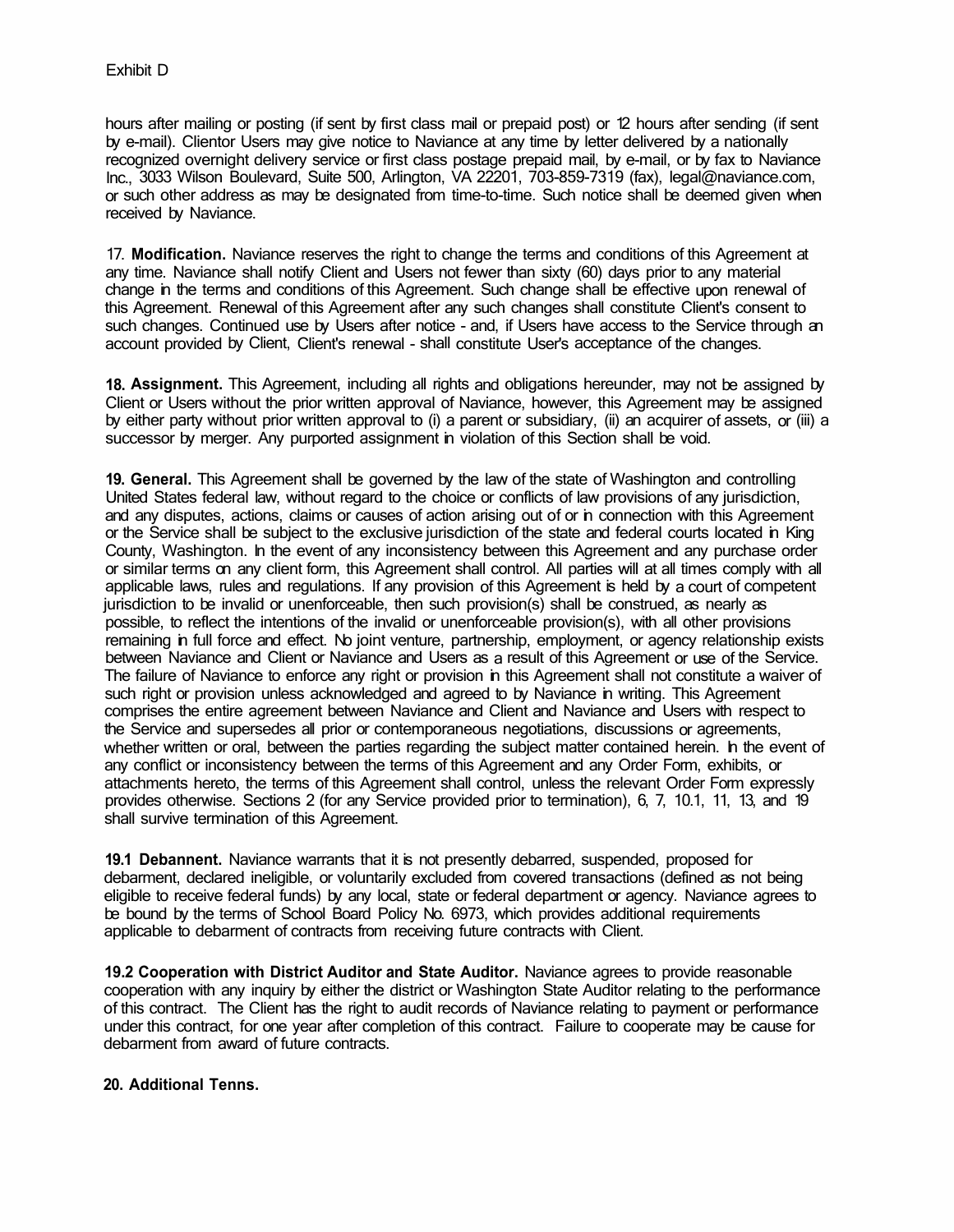Exhibit D

hours after mailing or posting (if sent by first class mail or prepaid post) or 12 hours after sending (if sent by e-mail). Clientor Users may give notice to Naviance at any time by letter delivered by a nationally recognized overnight delivery service or first class postage prepaid mail, by e-mail, or by fax to Naviance Inc., 3033 Wilson Boulevard, Suite 500, Arlington, VA 22201, 703-859-7319 (fax), legal@naviance.com, or such other address as may be designated from time-to-time. Such notice shall be deemed given when received by Naviance.

17. **Modification.** Naviance reserves the right to change the terms and conditions of this Agreement at any time. Naviance shall notify Client and Users not fewer than sixty (60) days prior to any material change in the terms and conditions of this Agreement. Such change shall be effective upon renewal of this Agreement. Renewal of this Agreement after any such changes shall constitute Client's consent to such changes. Continued use by Users after notice - and, if Users have access to the Service through an account provided by Client, Client's renewal - shall constitute User's acceptance of the changes.

**18. Assignment.** This Agreement, including all rights and obligations hereunder, may not be assigned by Client or Users without the prior written approval of Naviance, however, this Agreement may be assigned by either party without prior written approval to (i) a parent or subsidiary, (ii) an acquirer of assets, or (iii) a successor by merger. Any purported assignment in violation of this Section shall be void.

**19. General.** This Agreement shall be governed by the law of the state of Washington and controlling United States federal law, without regard to the choice or conflicts of law provisions of any jurisdiction, and any disputes, actions, claims or causes of action arising out of or in connection with this Agreement or the Service shall be subject to the exclusive jurisdiction of the state and federal courts located in King County, Washington. In the event of any inconsistency between this Agreement and any purchase order or similar terms on any client form, this Agreement shall control. All parties will at all times comply with all applicable laws, rules and regulations. If any provision of this Agreement is held by a court of competent jurisdiction to be invalid or unenforceable, then such provision(s) shall be construed, as nearly as possible, to reflect the intentions of the invalid or unenforceable provision(s), with all other provisions remaining in full force and effect. No joint venture, partnership, employment, or agency relationship exists between Naviance and Client or Naviance and Users as a result of this Agreement or use of the Service. The failure of Naviance to enforce any right or provision in this Agreement shall not constitute a waiver of such right or provision unless acknowledged and agreed to by Naviance in writing. This Agreement comprises the entire agreement between Naviance and Client and Naviance and Users with respect to the Service and supersedes all prior or contemporaneous negotiations, discussions or agreements, whether written or oral, between the parties regarding the subject matter contained herein. In the event of any conflict or inconsistency between the terms of this Agreement and any Order Form, exhibits, or attachments hereto, the terms of this Agreement shall control, unless the relevant Order Form expressly provides otherwise. Sections 2 (for any Service provided prior to termination), 6, 7, 10.1, 11, 13, and 19 shall survive termination of this Agreement.

**19.1 Debannent.** Naviance warrants that it is not presently debarred, suspended, proposed for debarment, declared ineligible, or voluntarily excluded from covered transactions (defined as not being eligible to receive federal funds) by any local, state or federal department or agency. Naviance agrees to be bound by the terms of School Board Policy No. 6973, which provides additional requirements applicable to debarment of contracts from receiving future contracts with Client.

**19.2 Cooperation with District Auditor and State Auditor.** Naviance agrees to provide reasonable cooperation with any inquiry by either the district or Washington State Auditor relating to the performance of this contract. The Client has the right to audit records of Naviance relating to payment or performance under this contract, for one year after completion of this contract. Failure to cooperate may be cause for debarment from award of future contracts.

**20. Additional Tenns.**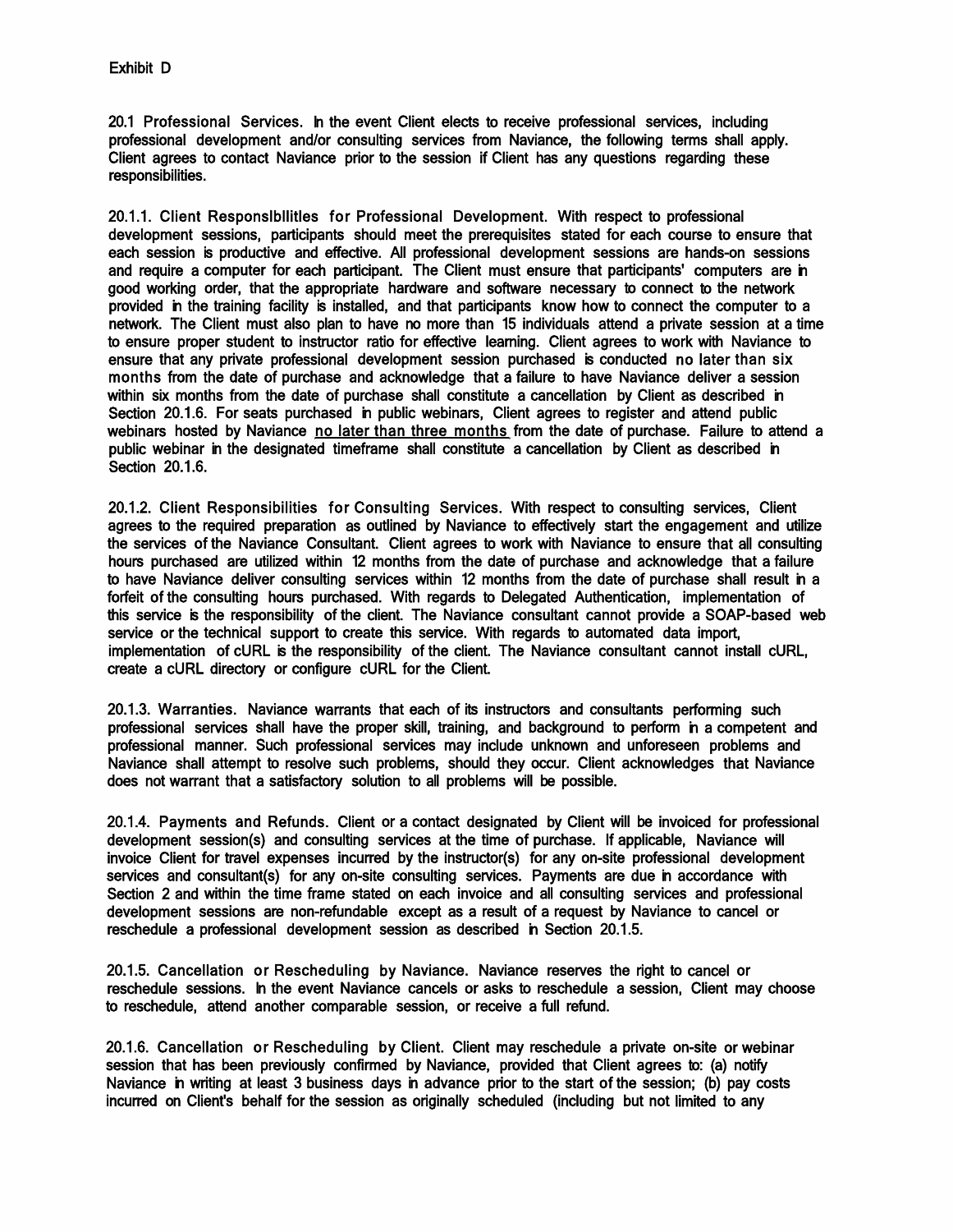Exhibit D

**20.1 Professional Services.** In the event Client elects to receive professional services, including professional development and/or consulting services from Naviance, the following terms shall apply. Client agrees to contact Naviance prior to the session if Client has any questions regarding these responsibilities.

**20.1.1. Client Responsibilities for Professional Development.** With respect to professional development sessions, participants should meet the prerequisites stated for each course to ensure that each session is productive and effective. All professional development sessions are hands-on sessions and require a computer for each participant. The Client must ensure that participants' computers are in good working order, that the appropriate hardware and software necessary to connect to the network provided in the training facility is installed, and that participants know how to connect the computer to a network. The Client must also plan to have no more than 15 individuals attend a private session at a time to ensure proper student to instructor ratio for effective learning. Client agrees to work with Naviance to ensure that any private professional development session purchased is conducted no later than six months from the date of purchase and acknowledge that a failure to have Naviance deliver a session within six months from the date of purchase shall constitute a cancellation by Client as described in Section 20.1.6. For seats purchased in public webinars, Client agrees to register and attend public webinars hosted by Naviance no later than three months from the date of purchase. Failure to attend a public webinar in the designated timeframe shall constitute a cancellation by Client as described in Section 20.1.6.

**20.1.2. Client Responsibilities for Consulting Services.** With respect to consulting services, Client agrees to the required preparation as outlined by Naviance to effectively start the engagement and utilize the services of the Naviance Consultant. Client agrees to work with Naviance to ensure that all consulting hours purchased are utilized within 12 months from the date of purchase and acknowledge that a failure to have Naviance deliver consulting services within 12 months from the date of purchase shall result in a forfeit of the consulting hours purchased. With regards to Delegated Authentication, implementation of this service is the responsibility of the client. The Naviance consultant cannot provide a SOAP-based web service or the technical support to create this service. With regards to automated data import, implementation of cURL is the responsibility of the client. The Naviance consultant cannot install cURL, create a cURL directory or configure cURL for the Client.

**20.1.3. Warranties.** Naviance warrants that each of its instructors and consultants performing such professional services shall have the proper skill, training, and background to perform in a competent and professional manner. Such professional services may include unknown and unforeseen problems and Naviance shall attempt to resolve such problems, should they occur. Client acknowledges that Naviance does not warrant that a satisfactory solution to all problems will be possible.

**20.1.4. Payments and Refunds.** Client or a contact designated by Client will be invoiced for professional development session(s) and consulting services at the time of purchase. If applicable, Naviance will invoice Client for travel expenses incurred by the instructor(s) for any on-site professional development services and consultant(s) for any on-site consulting services. Payments are due in accordance with Section 2 and within the time frame stated on each invoice and all consulting services and professional development sessions are non-refundable except as a result of a request by Naviance to cancel or reschedule a professional development session as described in Section 20.1.5.

**20.1.5. Cancellation or Rescheduling by Naviance.** Naviance reserves the right to cancel or reschedule sessions. In the event Naviance cancels or asks to reschedule a session, Client may choose to reschedule, attend another comparable session, or receive a full refund.

**20.1.6. Cancellation or Rescheduling by Client.** Client may reschedule a private on-site or webinar session that has been previously confirmed by Naviance, provided that Client agrees to: (a) notify Naviance in writing at least 3 business days in advance prior to the start of the session; (b) pay costs incurred on Client's behalf for the session as originally scheduled (including but not limited to any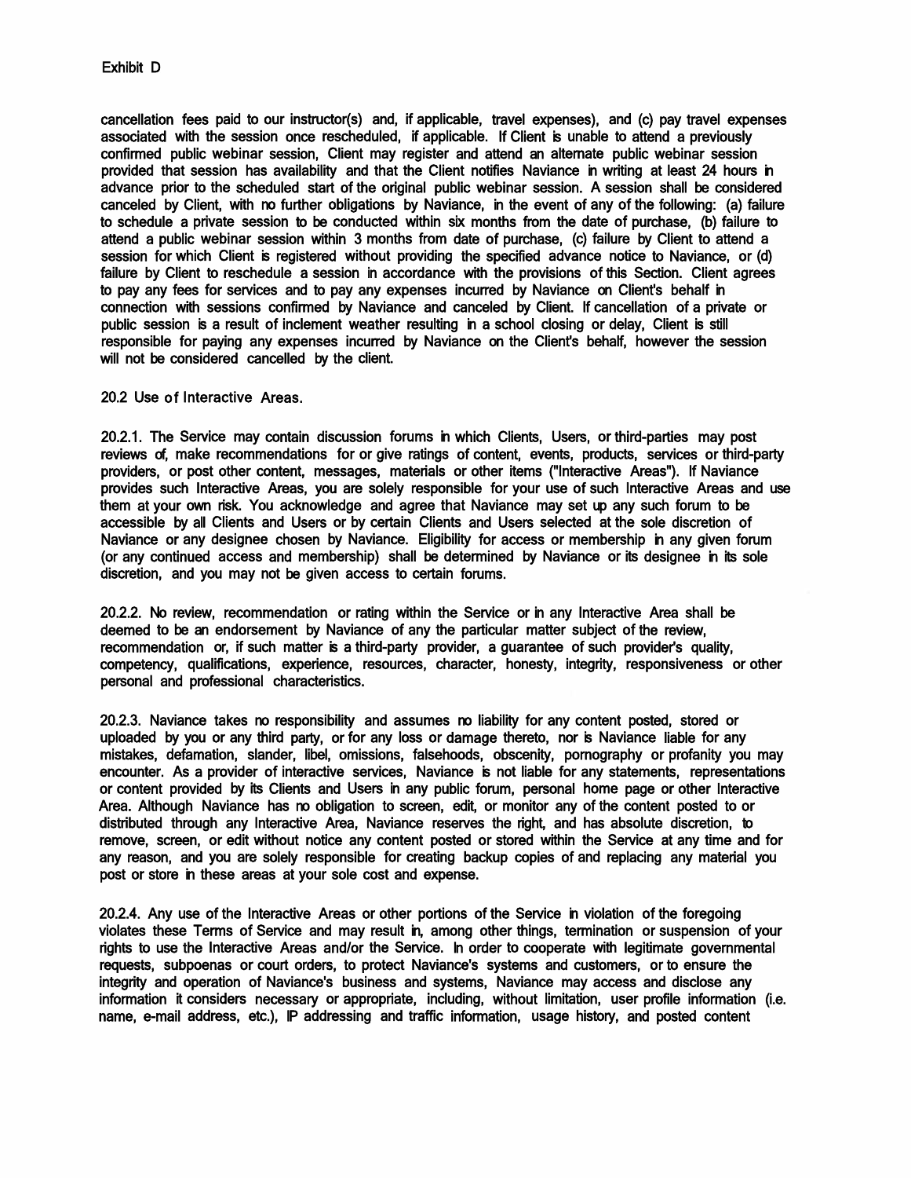Exhibit D

cancellation fees paid to our instructor(s) and, if applicable, travel expenses), and (c) pay travel expenses associated with the session once rescheduled, if applicable. If Client is unable to attend a previously confirmed public webinar session, Client may register and attend an alternate public webinar session provided that session has availability and that the Client notifies Naviance in writing at least 24 hours in advance prior to the scheduled start of the original public webinar session. A session shall be considered canceled by Client, with no further obligations by Naviance, in the event of any of the following: (a) failure to schedule a private session to be conducted within six months from the date of purchase, (b) failure to attend a public webinar session within 3 months from date of purchase, (c) failure by Client to attend a session for which Client is registered without providing the specified advance notice to Naviance, or (d) failure by Client to reschedule a session in accordance with the provisions of this Section. Client agrees to pay any fees for services and to pay any expenses incurred by Naviance on Client's behalf in connection with sessions confirmed by Naviance and canceled by Client. If cancellation of a private or public session is a result of inclement weather resulting in a school closing or delay, Client is still responsible for paying any expenses incurred by Naviance on the Client's behalf, however the session will not be considered cancelled by the client.

20.2 Use of Interactive Areas.

20.2.1. The Service may contain discussion forums in which Clients, Users, or third-parties may post reviews of, make recommendations for or give ratings of content, events, products, services or third-party providers, or post other content, messages, materials or other items ("Interactive Areas"). If Naviance provides such Interactive Areas, you are solely responsible for your use of such Interactive Areas and use them at your own risk. You acknowledge and agree that Naviance may set up any such forum to be accessible by all Clients and Users or by certain Clients and Users selected at the sole discretion of Naviance or any designee chosen by Naviance. Eligibility for access or membership in any given forum (or any continued access and membership) shall be determined by Naviance or its designee in its sole discretion, and you may not be given access to certain forums.

20.2.2. No review, recommendation or rating within the Service or in any Interactive Area shall be deemed to be an endorsement by Naviance of any the particular matter subject of the review, recommendation or, if such matter is a third-party provider, a guarantee of such provider's quality, competency, qualifications, experience, resources, character, honesty, integrity, responsiveness or other personal and professional characteristics.

20.2.3. Naviance takes no responsibility and assumes no liability for any content posted, stored or uploaded by you or any third party, or for any loss or damage thereto, nor is Naviance liable for any mistakes, defamation, slander, libel, omissions, falsehoods, obscenity, pornography or profanity you may encounter. As a provider of interactive services, Naviance is not liable for any statements, representations or content provided by its Clients and Users in any public forum, personal home page or other Interactive Area. Although Naviance has no obligation to screen, edit, or monitor any of the content posted to or distributed through any Interactive Area, Naviance reserves the right, and has absolute discretion, to remove, screen, or edit without notice any content posted or stored within the Service at any time and for any reason, and you are solely responsible for creating backup copies of and replacing any material you post or store in these areas at your sole cost and expense.

20.2.4. Any use of the Interactive Areas or other portions of the Service in violation of the foregoing violates these Terms of Service and may result in, among other things, termination or suspension of your rights to use the Interactive Areas and/or the Service. In order to cooperate with legitimate governmental requests, subpoenas or court orders, to protect Naviance's systems and customers, or to ensure the integrity and operation of Naviance's business and systems, Naviance may access and disclose any information it considers necessary or appropriate, including, without limitation, user profile information (i.e. name, e-mail address, etc.), IP addressing and traffic information, usage history, and posted content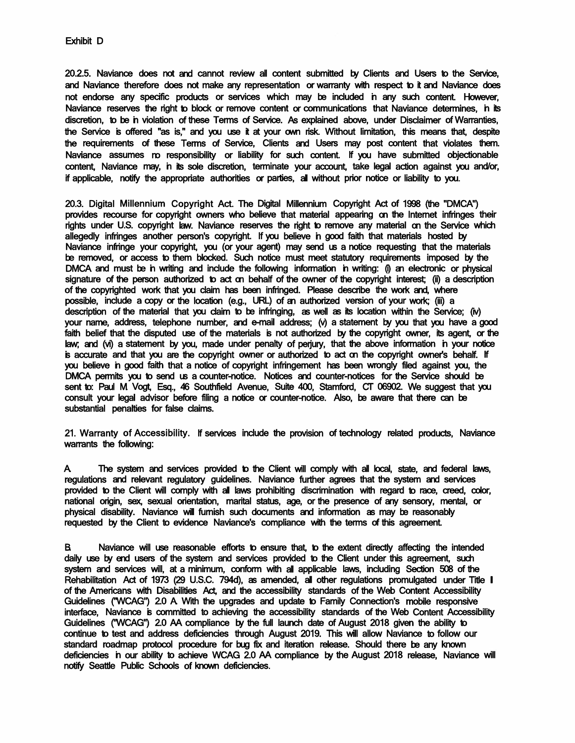Exhibit D

20.2.5. Naviance does not and cannot review all content submitted by Clients and Users to the Service, and Naviance therefore does not make any representation or warranty with respect to it and Naviance does not endorse any specific products or services which may be included in any such content. However, Naviance reserves the right to block or remove content or communications that Naviance determines, in its discretion, to be in violation of these Terms of Service. As explained above, under Disclaimer of Warranties, the Service is offered "as is," and you use it at your own risk. Without limitation, this means that, despite the requirements of these Terms of Service, Clients and Users may post content that violates them. Naviance assumes no responsibility or liability for such content. If you have submitted objectionable content, Naviance may, in its sole discretion, terminate your account, take legal action against you and/or, if applicable, notify the appropriate authorities or parties, all without prior notice or liability to you.

20.3. Digital Millennium Copyright Act. The Digital Millennium Copyright Act of 1998 (the "DMCA") provides recourse for copyright owners who believe that material appearing on the Internet infringes their rights under U.S. copyright law. Naviance reserves the right to remove any material on the Service which allegedly infringes another person's copyright. If you believe in good faith that materials hosted by Naviance infringe your copyright, you (or your agent) may send us a notice requesting that the materials be removed, or access to them blocked. Such notice must meet statutory requirements imposed by the DMCA and must be in writing and include the following information in writing: (i) an electronic or physical signature of the person authorized to act on behalf of the owner of the copyright interest; (ii) a description of the copyrighted work that you claim has been infringed. Please describe the work and, where possible, include a copy or the location (e.g., URL) of an authorized version of your work; (iii) a description of the material that you claim to be infringing, as well as its location within the Service; (iv) your name, address, telephone number, and e-mail address; (v) a statement by you that you have a good faith belief that the disputed use of the materials is not authorized by the copyright owner, its agent, or the law; and (vi) a statement by you, made under penalty of perjury, that the above information in your notice is accurate and that you are the copyright owner or authorized to act on the copyright owner's behalf. If you believe in good faith that a notice of copyright infringement has been wrongly filed against you, the DMCA permits you to send us a counter-notice. Notices and counter-notices for the Service should be sent to: Paul M. Vogt, Esq., 46 Southfield Avenue, Suite 400, Stamford, CT 06902. We suggest that you consult your legal advisor before filing a notice or counter-notice. Also, be aware that there can be substantial penalties for false claims.

21. Warranty of Accessibility. If services include the provision of technology related products, Naviance warrants the following:

A. The system and services provided to the Client will comply with all local, state, and federal laws, regulations and relevant regulatory guidelines. Naviance further agrees that the system and services provided to the Client will comply with all laws prohibiting discrimination with regard to race, creed, color, national origin, sex, sexual orientation, marital status, age, or the presence of any sensory, mental, or physical disability. Naviance will furnish such documents and information as may be reasonably requested by the Client to evidence Naviance's compliance with the terms of this agreement.

B. Naviance will use reasonable efforts to ensure that, to the extent directly affecting the intended daily use by end users of the system and services provided to the Client under this agreement, such system and services will, at a minimum, conform with all applicable laws, including Section 508 of the Rehabilitation Act of 1973 (29 U.S.C. 794d), as amended, all other regulations promulgated under Title II of the Americans with Disabilities Act, and the accessibility standards of the Web Content Accessibility Guidelines ("WCAG") 2.0 A. With the upgrades and update to Family Connection's mobile responsive interface, Naviance is committed to achieving the accessibility standards of the Web Content Accessibility Guidelines ("WCAG") 2.0 AA compliance by the full launch date of August 2018 given the ability to continue to test and address deficiencies through August 2019. This will allow Naviance to follow our standard roadmap protocol procedure for bug fix and iteration release. Should there be any known deficiencies in our ability to achieve WCAG 2.0 AA compliance by the August 2018 release, Naviance will notify Seattle Public Schools of known deficiencies.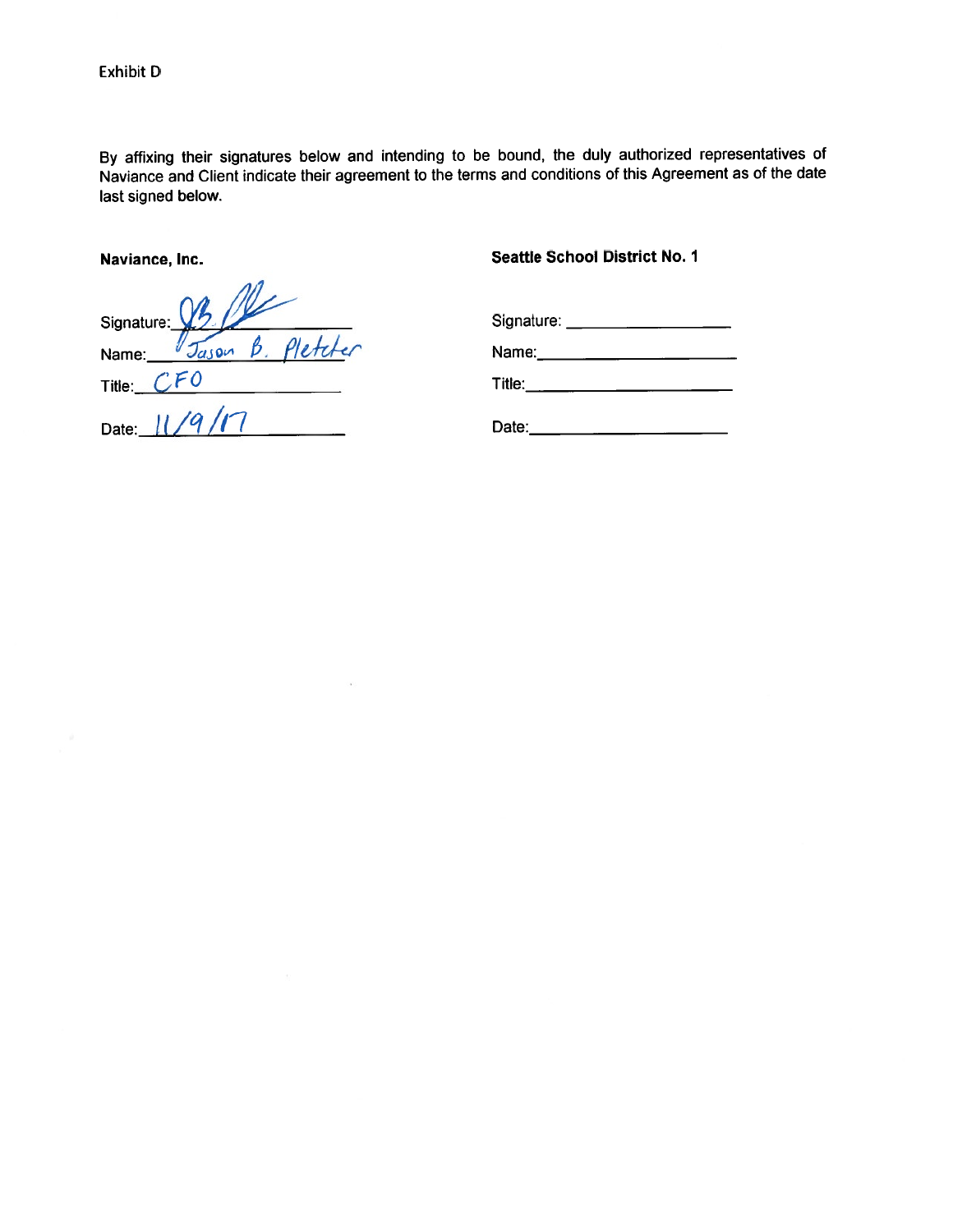Exhibit D

By affixing their signatures below and intending to be bound, the duly authorized representatives of Naviance and Client indicate their agreement to the terms and conditions of this Agreement as of the date last signed below.

**Naviance, Inc.**

Signature: [signature]

Name: Jason B. Pletcher

Title: CFO

Date: 11/9/17

**Seattle School District No. 1**

Signature: ____________________

Name: ____________________

Title: ____________________

Date: ____________________